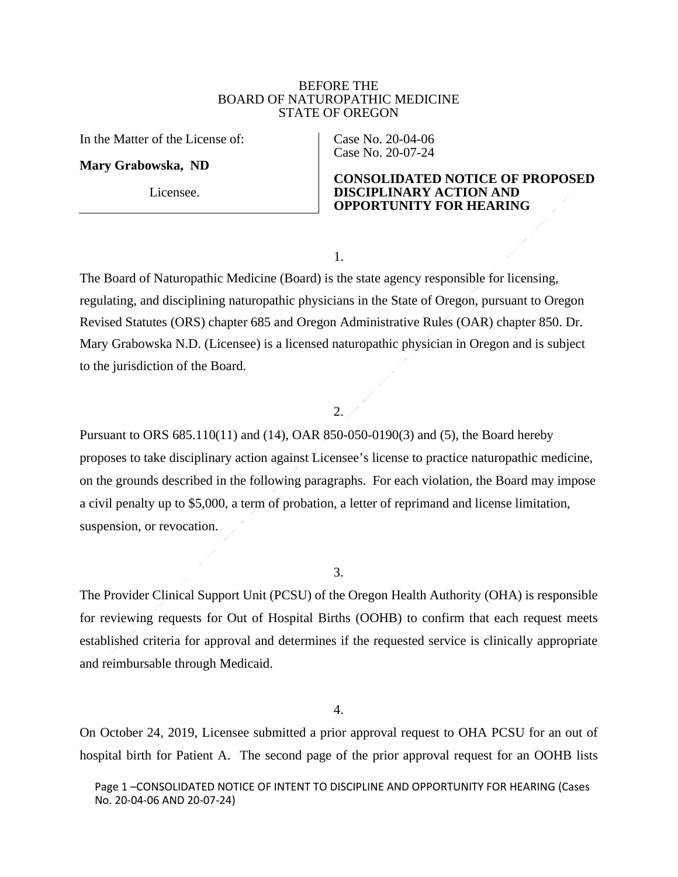BEFORE THE
BOARD OF NATUROPATHIC MEDICINE
STATE OF OREGON

| In the Matter of the License of: | Case No. 20-04-06 |
| --- | --- |
| **Mary Grabowska, ND** | Case No. 20-07-24 |
| Licensee. | **CONSOLIDATED NOTICE OF PROPOSED DISCIPLINARY ACTION AND OPPORTUNITY FOR HEARING** |

1.

The Board of Naturopathic Medicine (Board) is the state agency responsible for licensing, regulating, and disciplining naturopathic physicians in the State of Oregon, pursuant to Oregon Revised Statutes (ORS) chapter 685 and Oregon Administrative Rules (OAR) chapter 850. Dr. Mary Grabowska N.D. (Licensee) is a licensed naturopathic physician in Oregon and is subject to the jurisdiction of the Board.

2.

Pursuant to ORS 685.110(11) and (14), OAR 850-050-0190(3) and (5), the Board hereby proposes to take disciplinary action against Licensee's license to practice naturopathic medicine, on the grounds described in the following paragraphs. For each violation, the Board may impose a civil penalty up to $5,000, a term of probation, a letter of reprimand and license limitation, suspension, or revocation.

3.

The Provider Clinical Support Unit (PCSU) of the Oregon Health Authority (OHA) is responsible for reviewing requests for Out of Hospital Births (OOHB) to confirm that each request meets established criteria for approval and determines if the requested service is clinically appropriate and reimbursable through Medicaid.

4.

On October 24, 2019, Licensee submitted a prior approval request to OHA PCSU for an out of hospital birth for Patient A. The second page of the prior approval request for an OOHB lists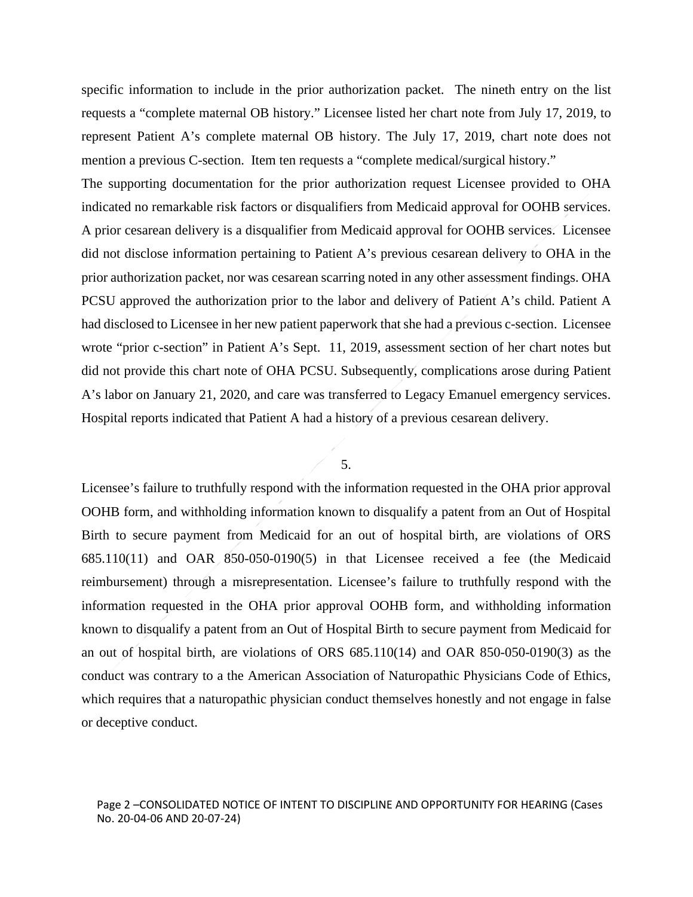specific information to include in the prior authorization packet. The nineth entry on the list requests a "complete maternal OB history." Licensee listed her chart note from July 17, 2019, to represent Patient A's complete maternal OB history. The July 17, 2019, chart note does not mention a previous C-section. Item ten requests a "complete medical/surgical history."

The supporting documentation for the prior authorization request Licensee provided to OHA indicated no remarkable risk factors or disqualifiers from Medicaid approval for OOHB services. A prior cesarean delivery is a disqualifier from Medicaid approval for OOHB services. Licensee did not disclose information pertaining to Patient A's previous cesarean delivery to OHA in the prior authorization packet, nor was cesarean scarring noted in any other assessment findings. OHA PCSU approved the authorization prior to the labor and delivery of Patient A's child. Patient A had disclosed to Licensee in her new patient paperwork that she had a previous c-section. Licensee wrote "prior c-section" in Patient A's Sept. 11, 2019, assessment section of her chart notes but did not provide this chart note of OHA PCSU. Subsequently, complications arose during Patient A's labor on January 21, 2020, and care was transferred to Legacy Emanuel emergency services. Hospital reports indicated that Patient A had a history of a previous cesarean delivery.

5.

Licensee's failure to truthfully respond with the information requested in the OHA prior approval OOHB form, and withholding information known to disqualify a patent from an Out of Hospital Birth to secure payment from Medicaid for an out of hospital birth, are violations of ORS 685.110(11) and OAR 850-050-0190(5) in that Licensee received a fee (the Medicaid reimbursement) through a misrepresentation. Licensee's failure to truthfully respond with the information requested in the OHA prior approval OOHB form, and withholding information known to disqualify a patent from an Out of Hospital Birth to secure payment from Medicaid for an out of hospital birth, are violations of ORS 685.110(14) and OAR 850-050-0190(3) as the conduct was contrary to a the American Association of Naturopathic Physicians Code of Ethics, which requires that a naturopathic physician conduct themselves honestly and not engage in false or deceptive conduct.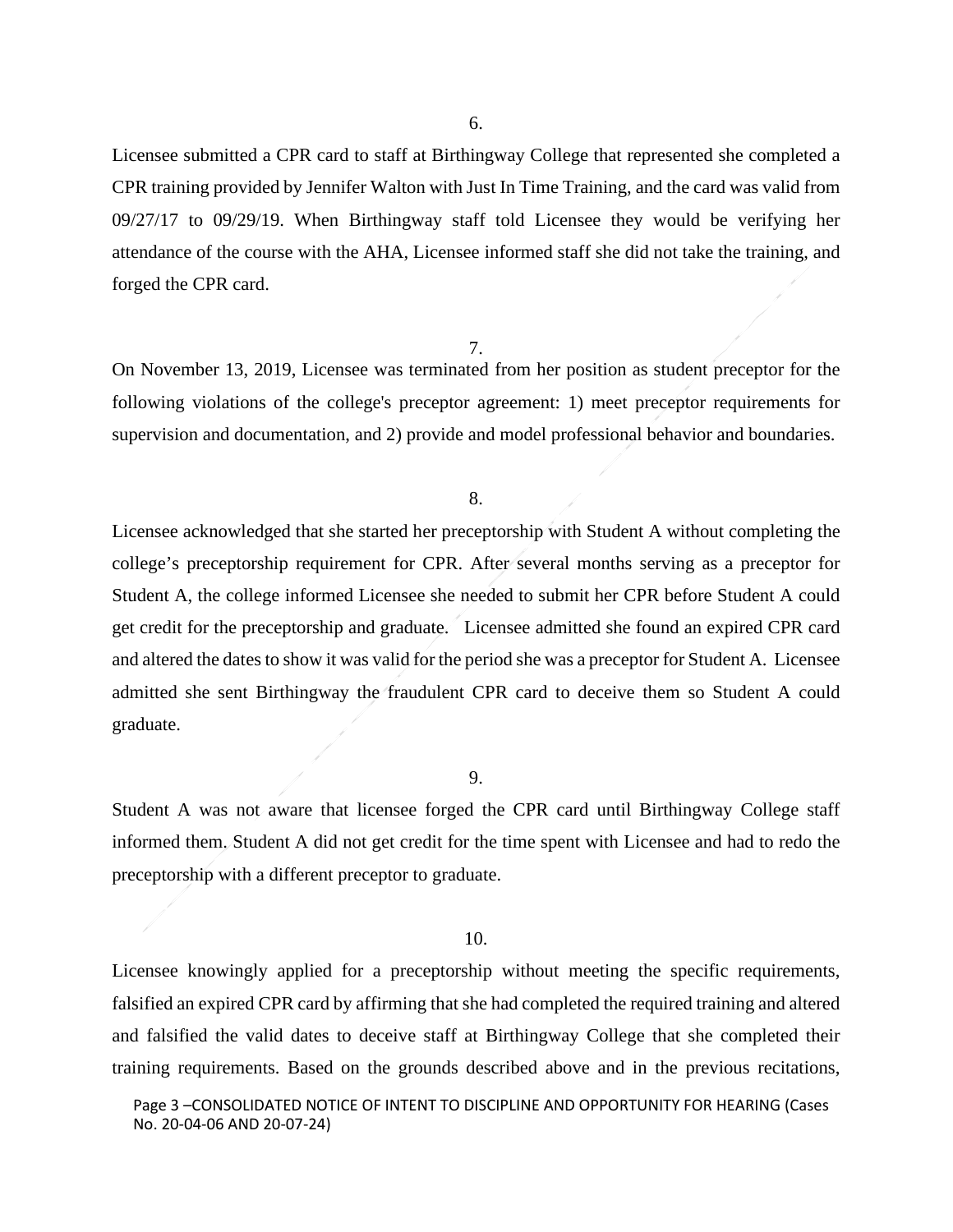6.

Licensee submitted a CPR card to staff at Birthingway College that represented she completed a CPR training provided by Jennifer Walton with Just In Time Training, and the card was valid from 09/27/17 to 09/29/19. When Birthingway staff told Licensee they would be verifying her attendance of the course with the AHA, Licensee informed staff she did not take the training, and forged the CPR card.

7.

On November 13, 2019, Licensee was terminated from her position as student preceptor for the following violations of the college's preceptor agreement: 1) meet preceptor requirements for supervision and documentation, and 2) provide and model professional behavior and boundaries.

8.

Licensee acknowledged that she started her preceptorship with Student A without completing the college's preceptorship requirement for CPR. After several months serving as a preceptor for Student A, the college informed Licensee she needed to submit her CPR before Student A could get credit for the preceptorship and graduate. Licensee admitted she found an expired CPR card and altered the dates to show it was valid for the period she was a preceptor for Student A. Licensee admitted she sent Birthingway the fraudulent CPR card to deceive them so Student A could graduate.

9.

Student A was not aware that licensee forged the CPR card until Birthingway College staff informed them. Student A did not get credit for the time spent with Licensee and had to redo the preceptorship with a different preceptor to graduate.

10.

Licensee knowingly applied for a preceptorship without meeting the specific requirements, falsified an expired CPR card by affirming that she had completed the required training and altered and falsified the valid dates to deceive staff at Birthingway College that she completed their training requirements. Based on the grounds described above and in the previous recitations,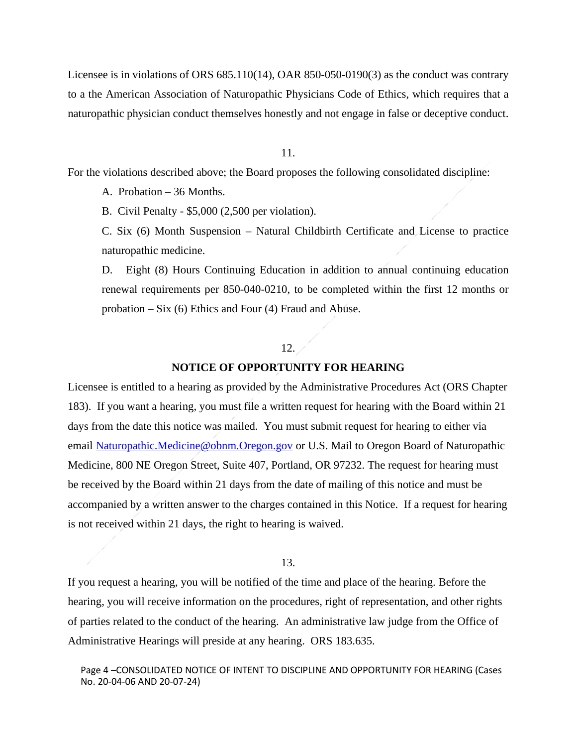Licensee is in violations of ORS 685.110(14), OAR 850-050-0190(3) as the conduct was contrary to a the American Association of Naturopathic Physicians Code of Ethics, which requires that a naturopathic physician conduct themselves honestly and not engage in false or deceptive conduct.

11.

For the violations described above; the Board proposes the following consolidated discipline:

A. Probation – 36 Months.

B. Civil Penalty - $5,000 (2,500 per violation).

C. Six (6) Month Suspension – Natural Childbirth Certificate and License to practice naturopathic medicine.

D. Eight (8) Hours Continuing Education in addition to annual continuing education renewal requirements per 850-040-0210, to be completed within the first 12 months or probation – Six (6) Ethics and Four (4) Fraud and Abuse.

12.

**NOTICE OF OPPORTUNITY FOR HEARING**

Licensee is entitled to a hearing as provided by the Administrative Procedures Act (ORS Chapter 183). If you want a hearing, you must file a written request for hearing with the Board within 21 days from the date this notice was mailed. You must submit request for hearing to either via email Naturopathic.Medicine@obnm.Oregon.gov or U.S. Mail to Oregon Board of Naturopathic Medicine, 800 NE Oregon Street, Suite 407, Portland, OR 97232. The request for hearing must be received by the Board within 21 days from the date of mailing of this notice and must be accompanied by a written answer to the charges contained in this Notice. If a request for hearing is not received within 21 days, the right to hearing is waived.

13.

If you request a hearing, you will be notified of the time and place of the hearing. Before the hearing, you will receive information on the procedures, right of representation, and other rights of parties related to the conduct of the hearing. An administrative law judge from the Office of Administrative Hearings will preside at any hearing. ORS 183.635.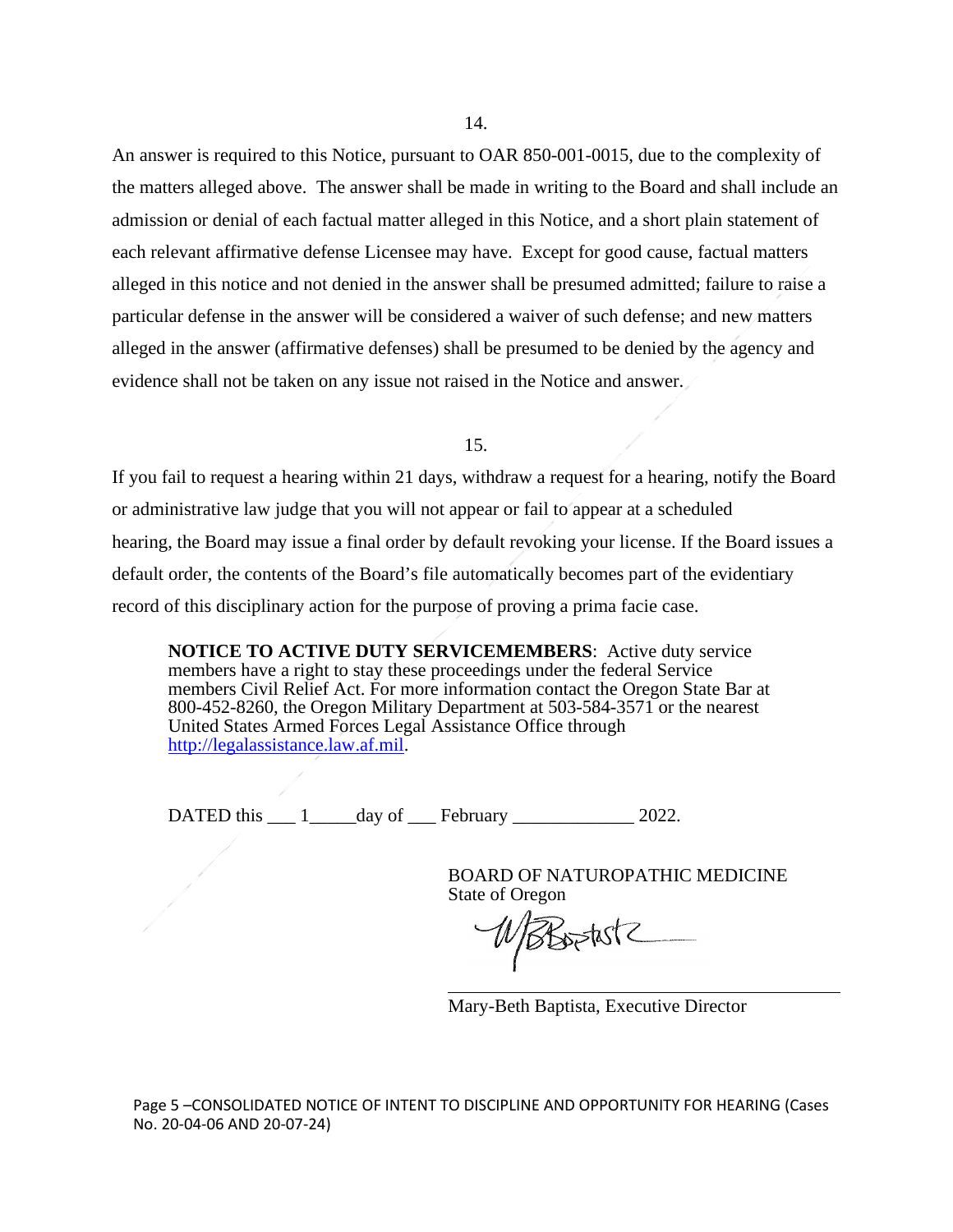14.

An answer is required to this Notice, pursuant to OAR 850-001-0015, due to the complexity of the matters alleged above. The answer shall be made in writing to the Board and shall include an admission or denial of each factual matter alleged in this Notice, and a short plain statement of each relevant affirmative defense Licensee may have. Except for good cause, factual matters alleged in this notice and not denied in the answer shall be presumed admitted; failure to raise a particular defense in the answer will be considered a waiver of such defense; and new matters alleged in the answer (affirmative defenses) shall be presumed to be denied by the agency and evidence shall not be taken on any issue not raised in the Notice and answer.

15.

If you fail to request a hearing within 21 days, withdraw a request for a hearing, notify the Board or administrative law judge that you will not appear or fail to appear at a scheduled hearing, the Board may issue a final order by default revoking your license. If the Board issues a default order, the contents of the Board's file automatically becomes part of the evidentiary record of this disciplinary action for the purpose of proving a prima facie case.

> **NOTICE TO ACTIVE DUTY SERVICEMEMBERS**: Active duty service members have a right to stay these proceedings under the federal Service members Civil Relief Act. For more information contact the Oregon State Bar at 800-452-8260, the Oregon Military Department at 503-584-3571 or the nearest United States Armed Forces Legal Assistance Office through http://legalassistance.law.af.mil.

DATED this ___ 1_____day of ___ February _____________ 2022.

BOARD OF NATUROPATHIC MEDICINE
State of Oregon

[Signature]

Mary-Beth Baptista, Executive Director

Page 5 –CONSOLIDATED NOTICE OF INTENT TO DISCIPLINE AND OPPORTUNITY FOR HEARING (Cases No. 20-04-06 AND 20-07-24)